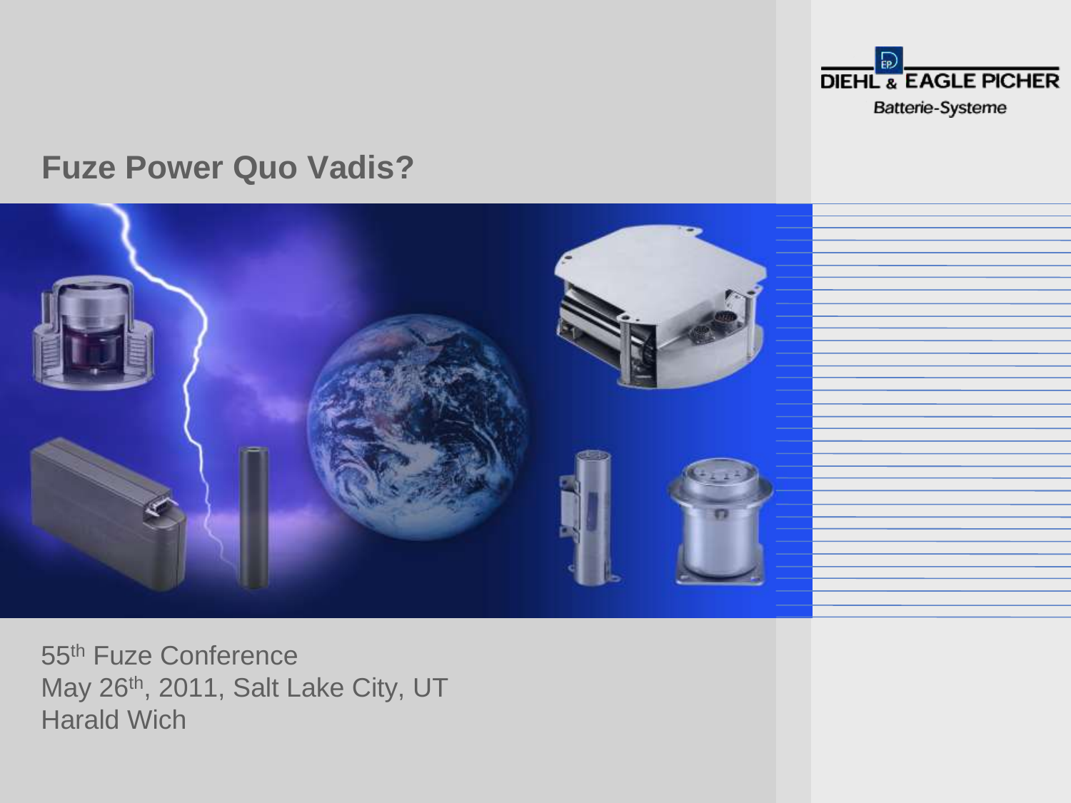DIEHL & EAGLE PICHER

Batterie-Systeme

# Fuze Power Quo Vadis?

55th Fuze Conference
May 26th, 2011, Salt Lake City, UT
Harald Wich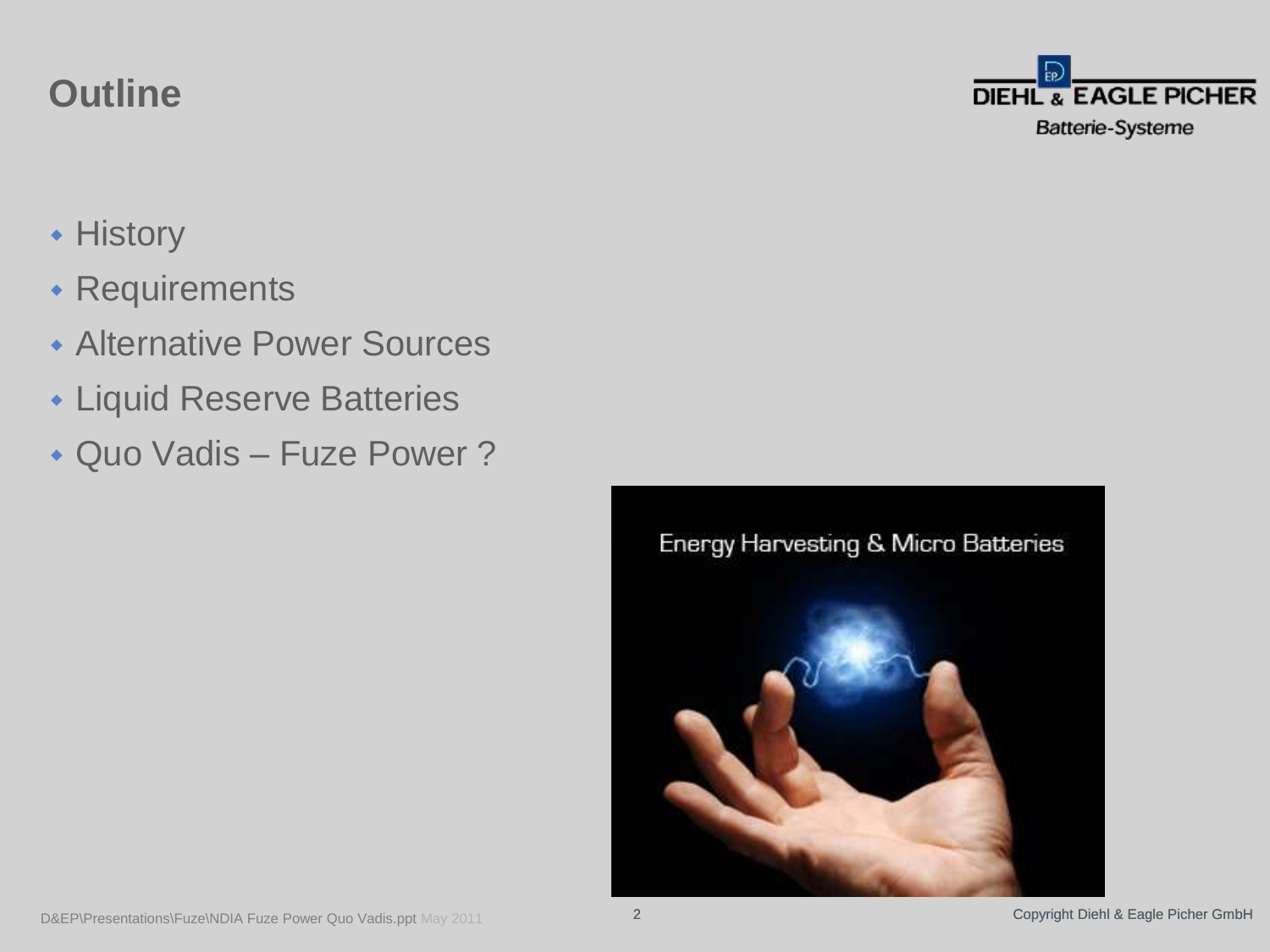# Outline

- History
- Requirements
- Alternative Power Sources
- Liquid Reserve Batteries
- Quo Vadis – Fuze Power ?

Energy Harvesting & Micro Batteries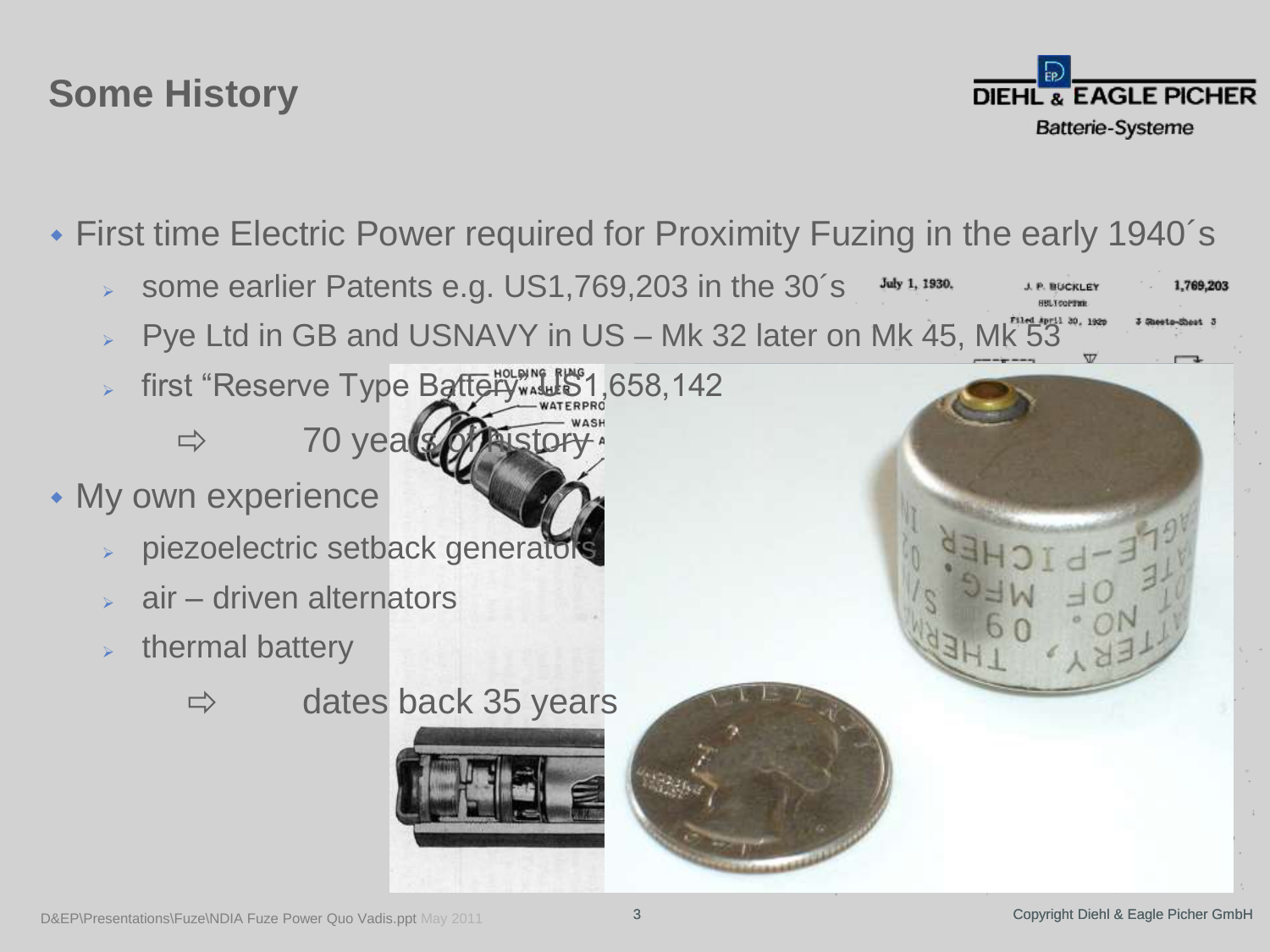# Some History

- First time Electric Power required for Proximity Fuzing in the early 1940´s
  - some earlier Patents e.g. US1,769,203 in the 30´s
  - Pye Ltd in GB and USNAVY in US – Mk 32 later on Mk 45, Mk 53
  - first "Reserve Type Battery" US1,658,142
    - ⇨ 70 years of history
- My own experience
  - piezoelectric setback generators
  - air – driven alternators
  - thermal battery
    - ⇨ dates back 35 years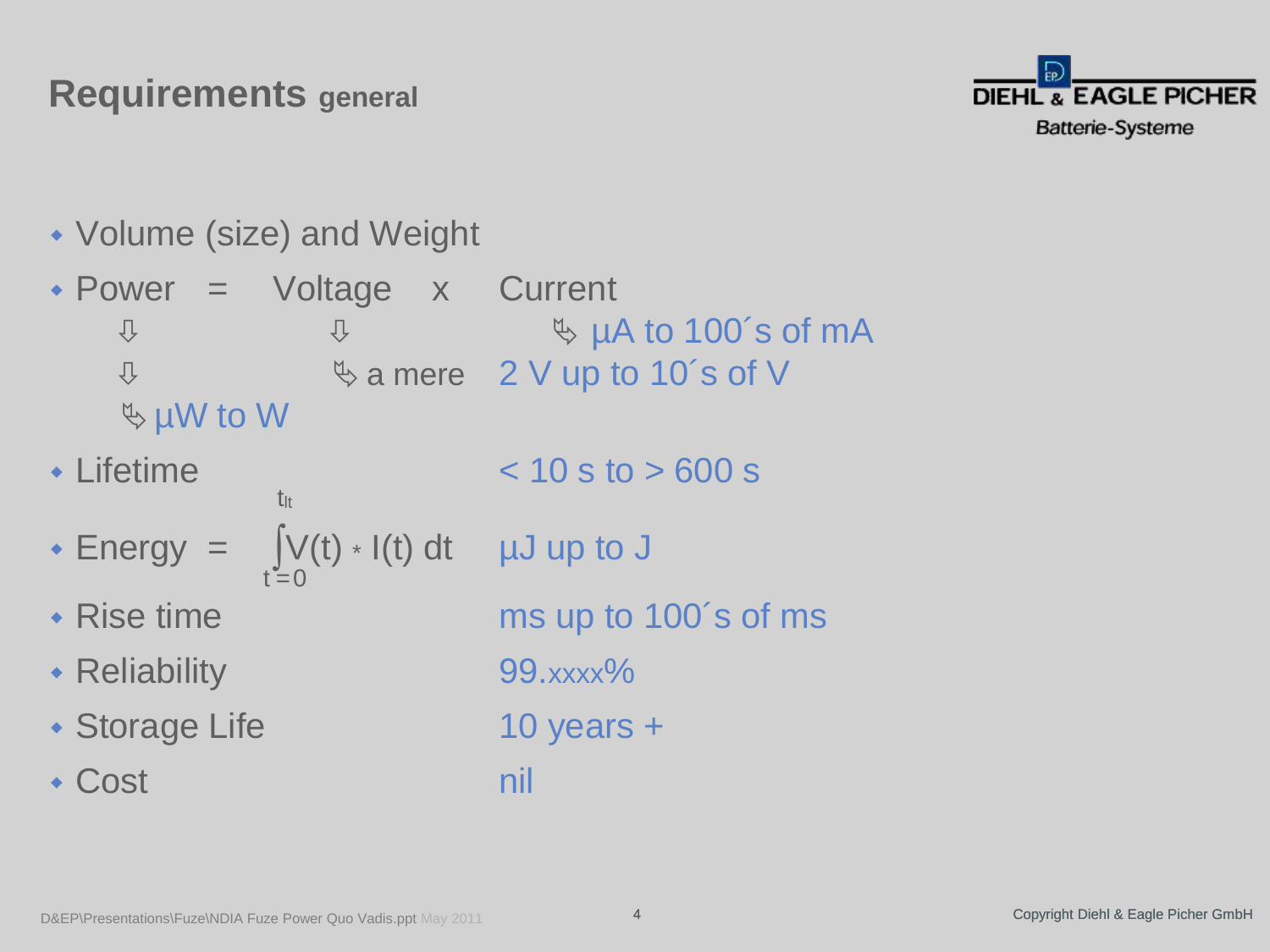# Requirements general

- Volume (size) and Weight
- Power = Voltage x Current
  - Current ⇒ µA to 100´s of mA
  - Voltage ⇒ a mere 2 V up to 10´s of V
  - Power ⇒ µW to W
- Lifetime: < 10 s to > 600 s
- Energy = $\int_{t=0}^{t_{lt}} V(t) * I(t)\, dt$: µJ up to J
- Rise time: ms up to 100´s of ms
- Reliability: 99.xxxx%
- Storage Life: 10 years +
- Cost: nil

D&EP\Presentations\Fuze\NDIA Fuze Power Quo Vadis.ppt May 2011

Copyright Diehl & Eagle Picher GmbH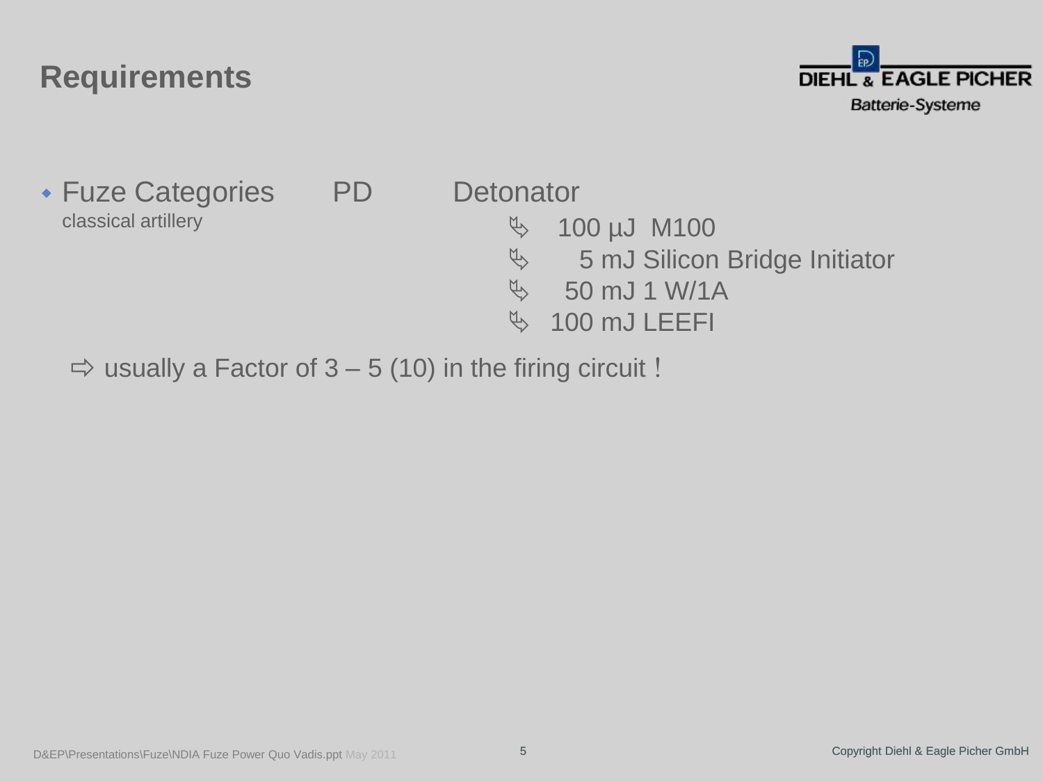# Requirements

- Fuze Categories PD Detonator
  classical artillery
  - 100 µJ M100
  - 5 mJ Silicon Bridge Initiator
  - 50 mJ 1 W/1A
  - 100 mJ LEEFI

⇨ usually a Factor of 3 – 5 (10) in the firing circuit !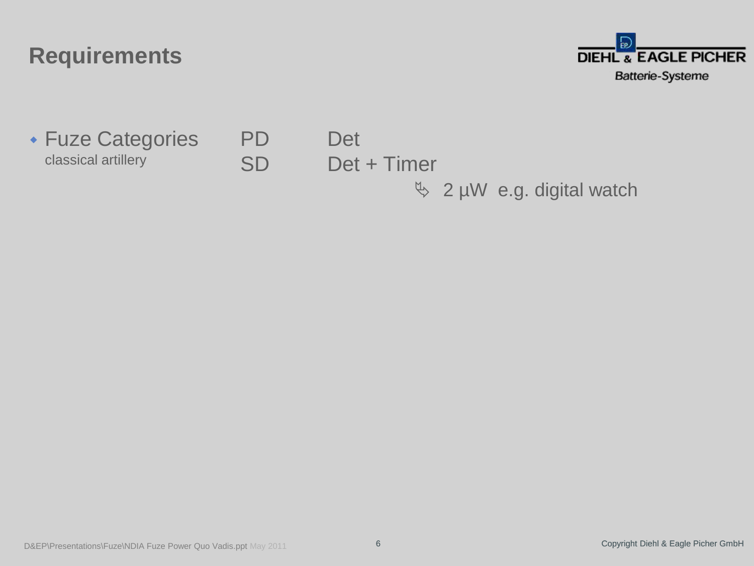# Requirements

- Fuze Categories
  classical artillery

| | |
|---|---|
| PD | Det |
| SD | Det + Timer |

↳ 2 µW e.g. digital watch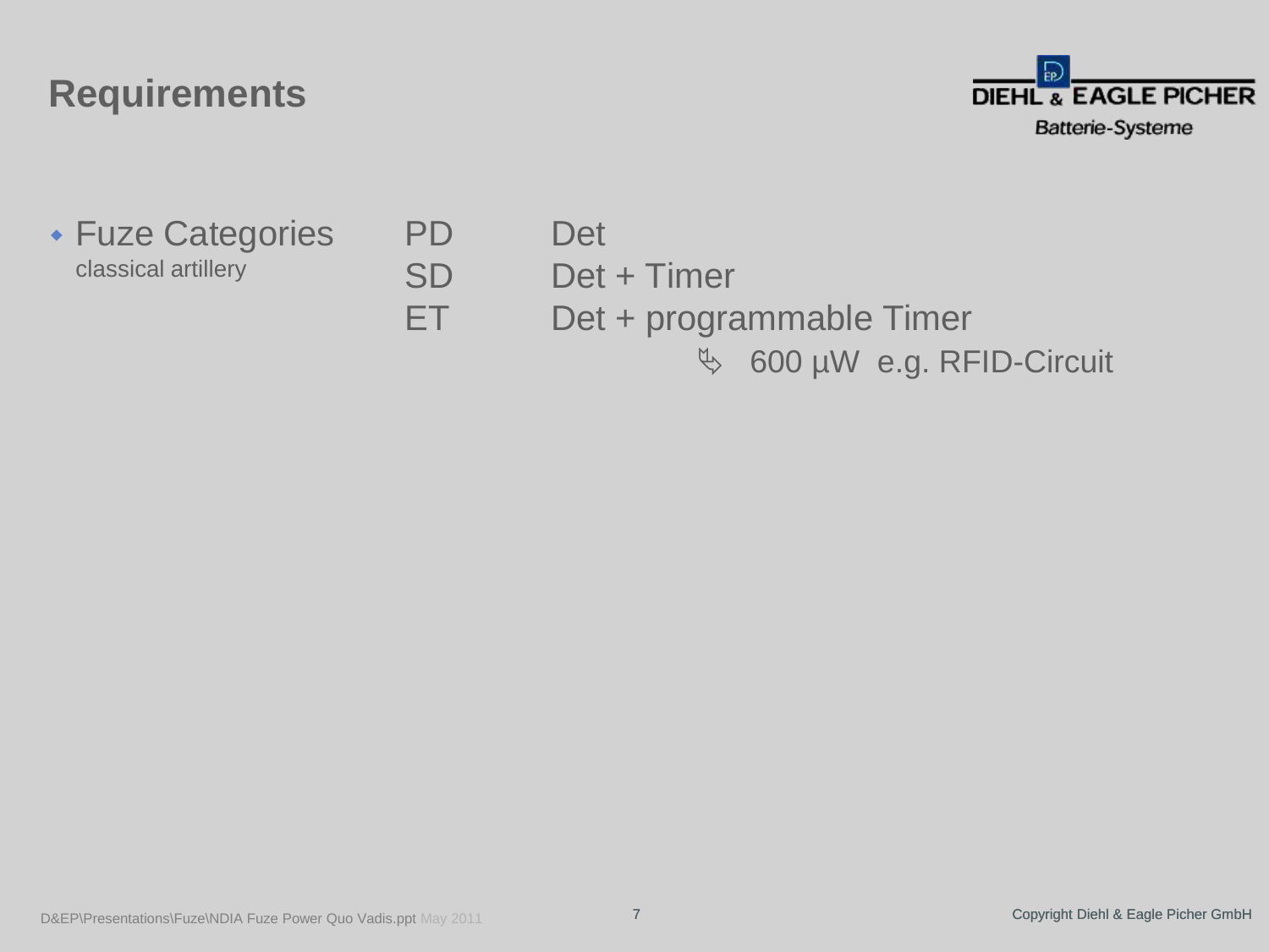# Requirements

- Fuze Categories
  classical artillery

| | |
|---|---|
| PD | Det |
| SD | Det + Timer |
| ET | Det + programmable Timer |

↳ 600 µW e.g. RFID-Circuit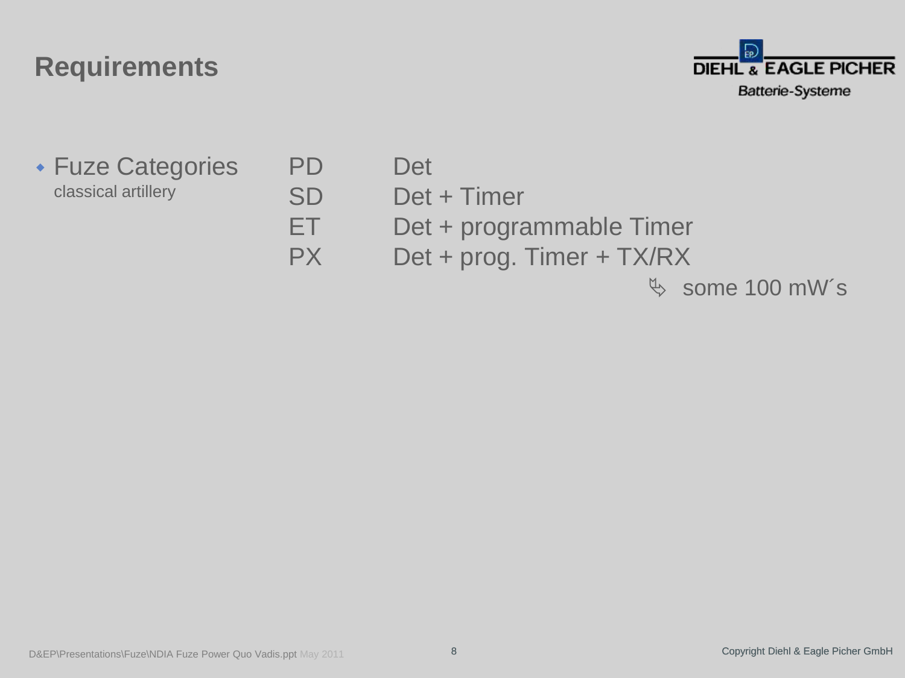# Requirements

- Fuze Categories
  classical artillery

| | |
|---|---|
| PD | Det |
| SD | Det + Timer |
| ET | Det + programmable Timer |
| PX | Det + prog. Timer + TX/RX |

↳ some 100 mW´s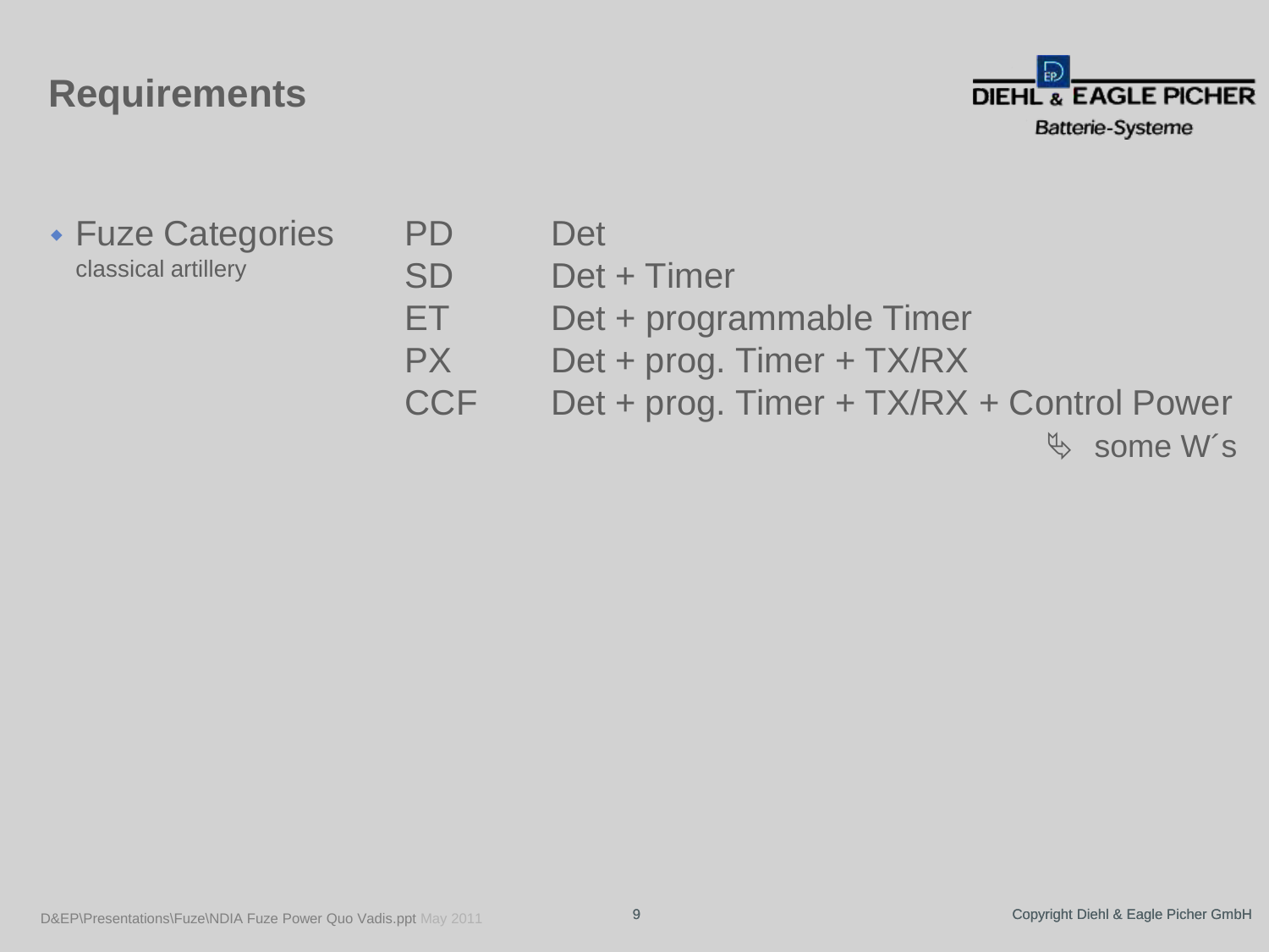# Requirements

- Fuze Categories
  classical artillery

| | |
|---|---|
| PD | Det |
| SD | Det + Timer |
| ET | Det + programmable Timer |
| PX | Det + prog. Timer + TX/RX |
| CCF | Det + prog. Timer + TX/RX + Control Power |

↳ some W´s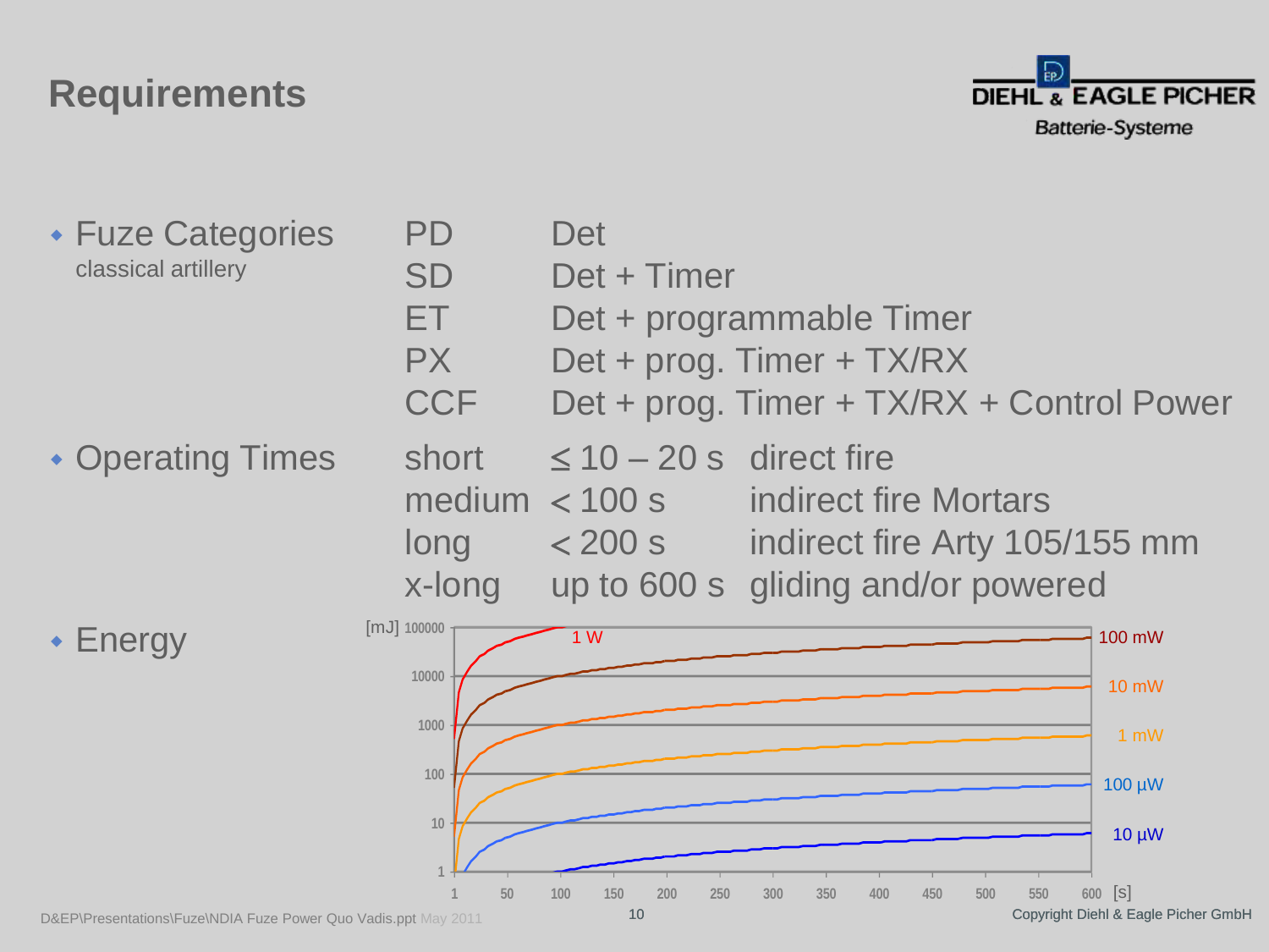# Requirements

- **Fuze Categories**
  classical artillery

| | |
|---|---|
| PD | Det |
| SD | Det + Timer |
| ET | Det + programmable Timer |
| PX | Det + prog. Timer + TX/RX |
| CCF | Det + prog. Timer + TX/RX + Control Power |

- **Operating Times**

| | | |
|---|---|---|
| short | ≤ 10 – 20 s | direct fire |
| medium | < 100 s | indirect fire Mortars |
| long | < 200 s | indirect fire Arty 105/155 mm |
| x-long | up to 600 s | gliding and/or powered |

- **Energy**

[mJ] 100000, 10000, 1000, 100, 10, 1

1 W, 100 mW, 10 mW, 1 mW, 100 µW, 10 µW

1, 50, 100, 150, 200, 250, 300, 350, 400, 450, 500, 550, 600 [s]

D&EP\Presentations\Fuze\NDIA Fuze Power Quo Vadis.ppt May 2011

Copyright Diehl & Eagle Picher GmbH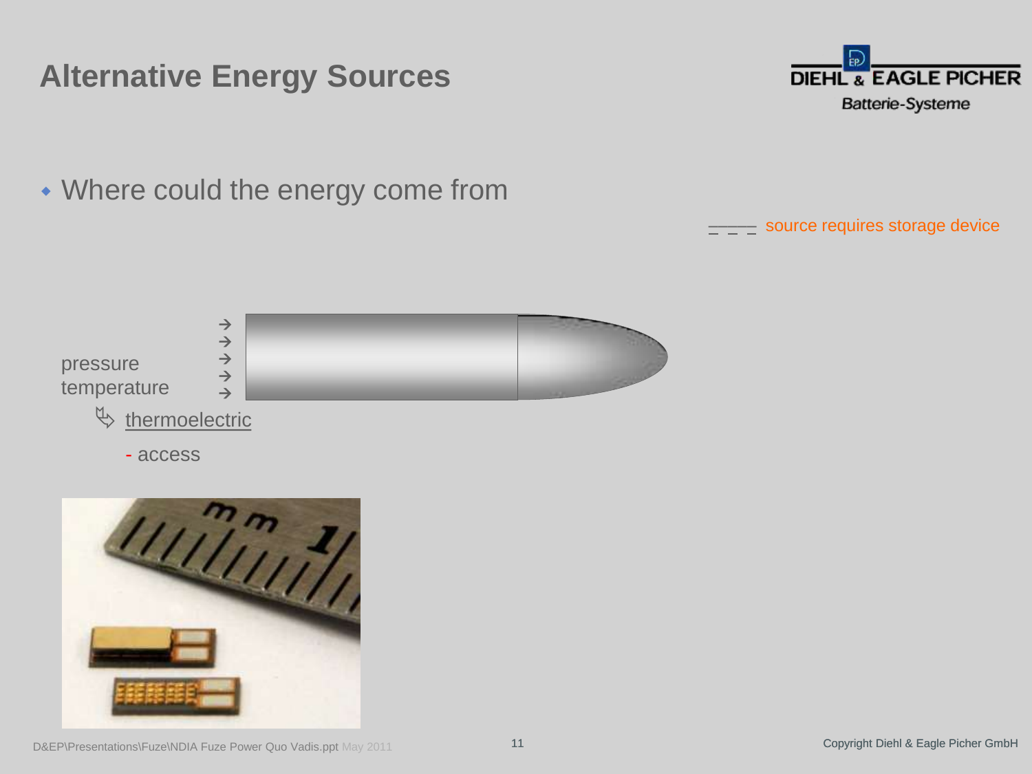# Alternative Energy Sources

- Where could the energy come from

source requires storage device

pressure
temperature

thermoelectric

- access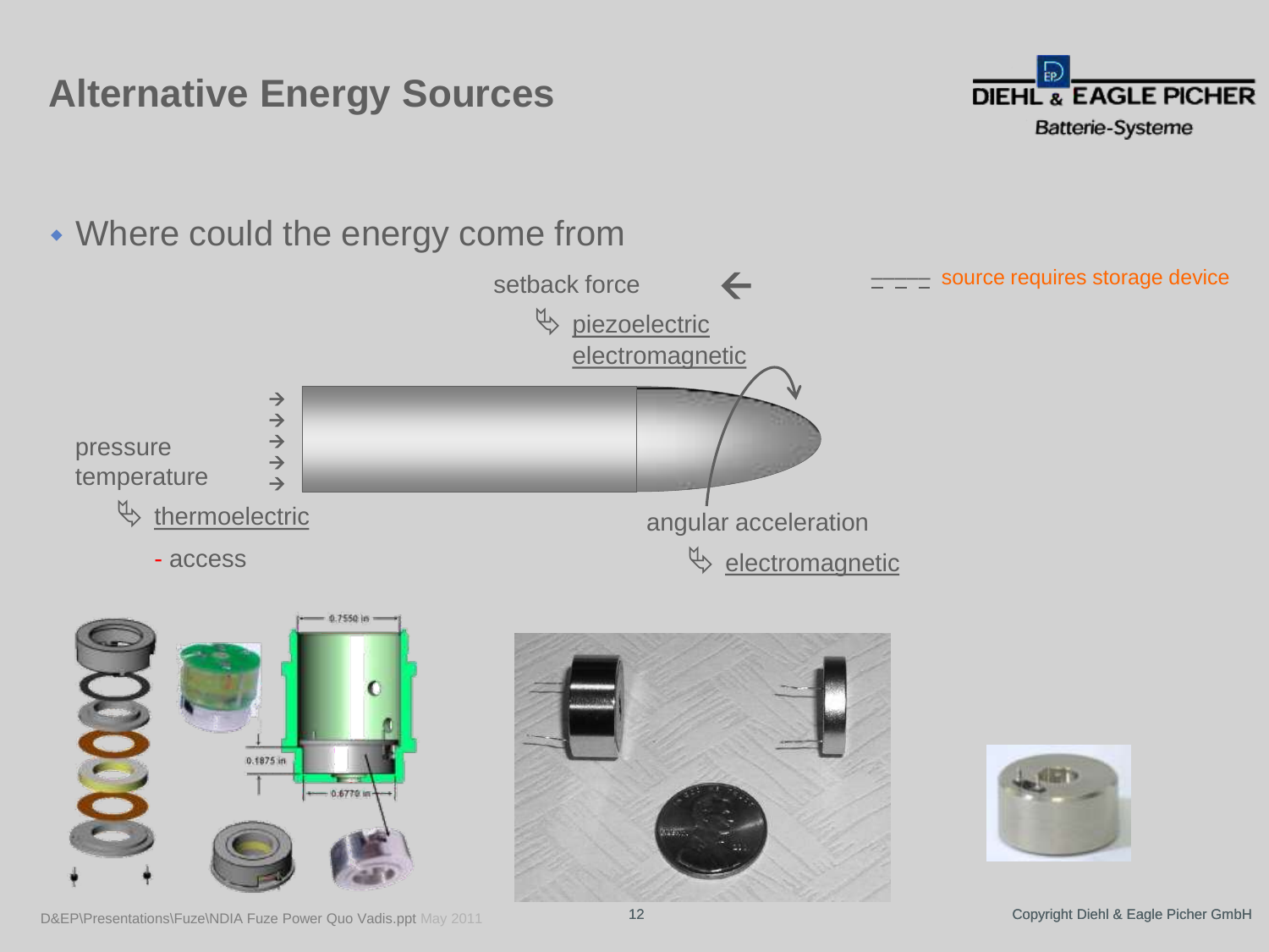# Alternative Energy Sources

- Where could the energy come from

setback force ←

↳ piezoelectric
electromagnetic

source requires storage device

pressure
temperature

↳ thermoelectric

- access

angular acceleration

↳ electromagnetic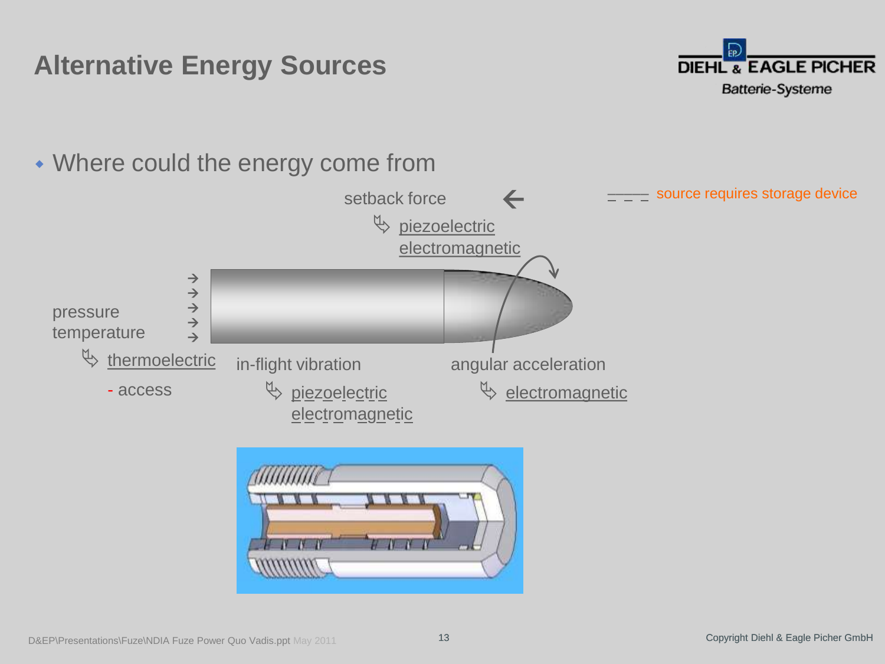# Alternative Energy Sources

DIEHL & EAGLE PICHER
Batterie-Systeme

- Where could the energy come from

source requires storage device

setback force
- piezoelectric
- electromagnetic

pressure
temperature
- thermoelectric
- access

in-flight vibration
- piezoelectric
- electromagnetic

angular acceleration
- electromagnetic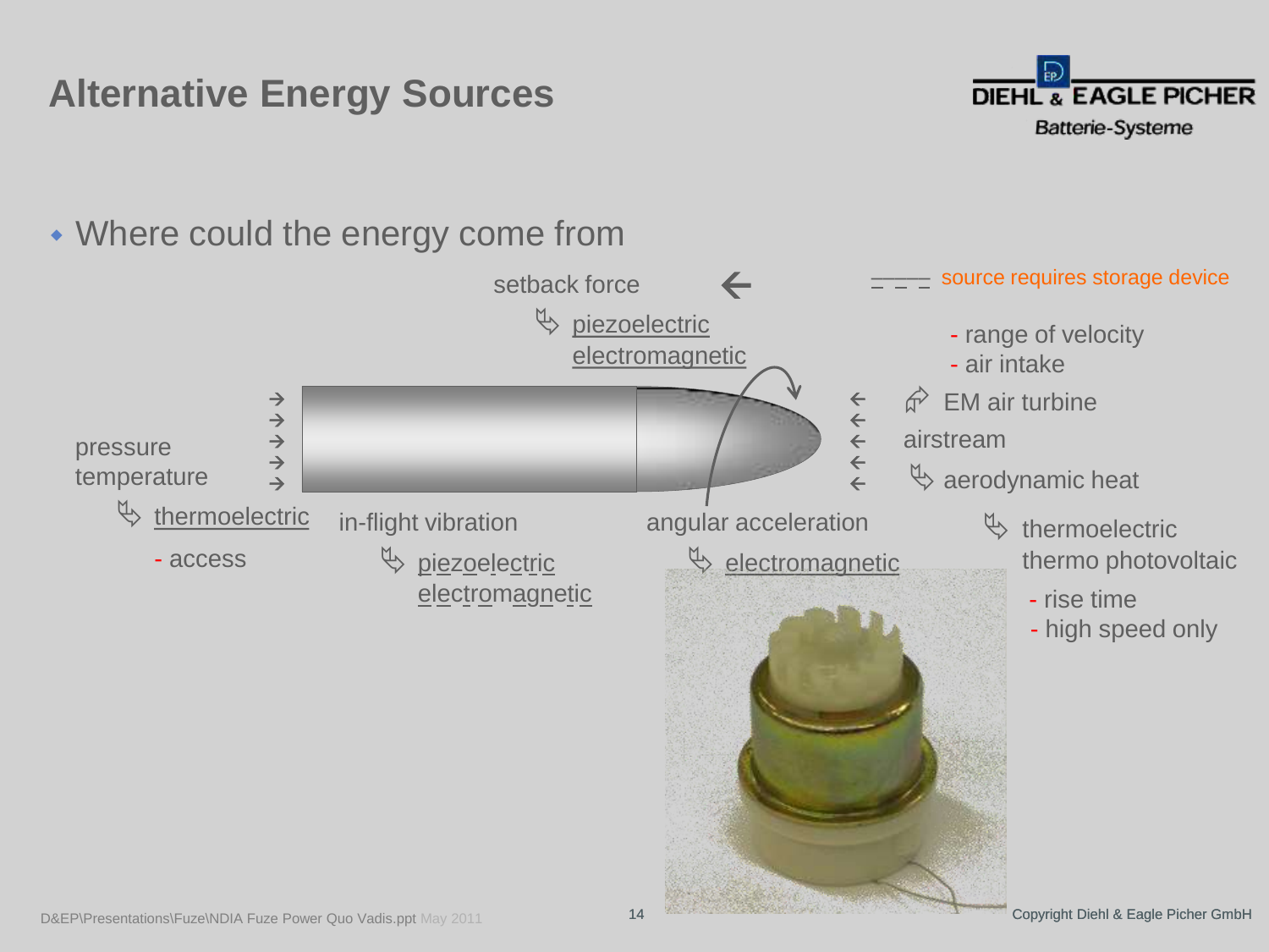# Alternative Energy Sources

- Where could the energy come from

setback force ←

- piezoelectric
- electromagnetic

— — — source requires storage device

- range of velocity
- air intake

EM air turbine

airstream

aerodynamic heat

- thermoelectric
- thermo photovoltaic

- rise time
- high speed only

pressure
temperature

- thermoelectric
  - access

in-flight vibration

- piezoelectric
- electromagnetic

angular acceleration

- electromagnetic

D&EP\Presentations\Fuze\NDIA Fuze Power Quo Vadis.ppt May 2011

Copyright Diehl & Eagle Picher GmbH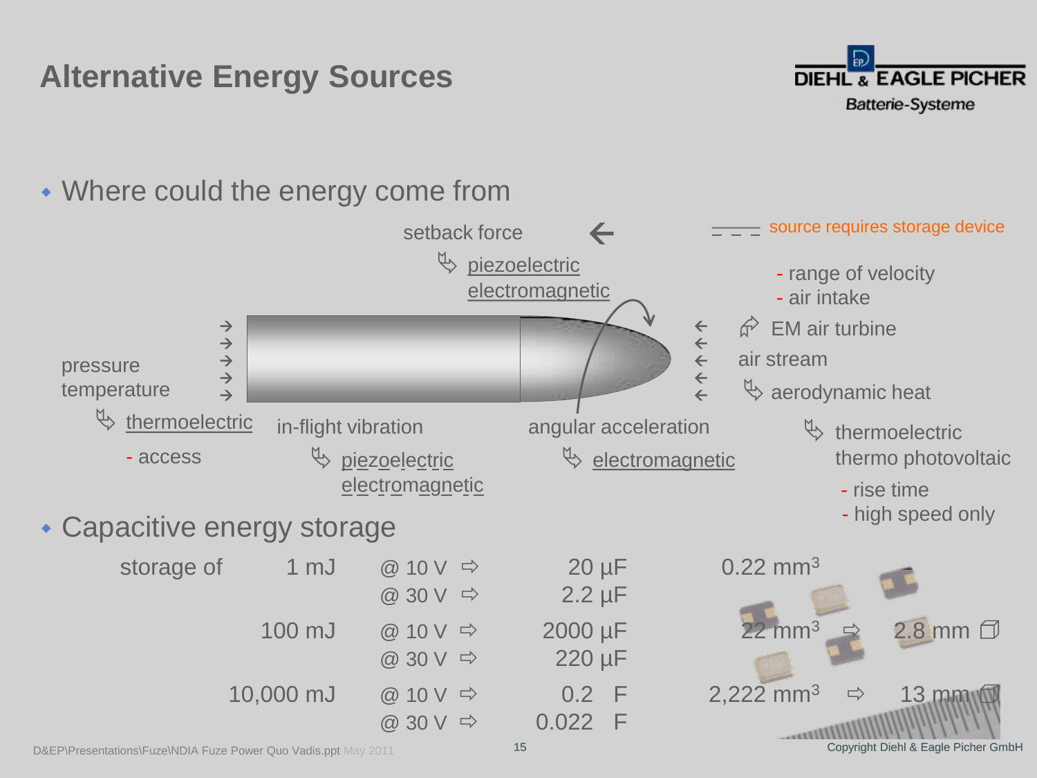# Alternative Energy Sources

- Where could the energy come from

setback force
- piezoelectric
- electromagnetic

source requires storage device

- range of velocity
- air intake

EM air turbine

air stream

aerodynamic heat
- thermoelectric
- thermo photovoltaic
  - rise time
  - high speed only

pressure
temperature
- thermoelectric
  - access

in-flight vibration
- piezoelectric
- electromagnetic

angular acceleration
- electromagnetic

- Capacitive energy storage

| storage of | | | | |
|---|---|---|---|---|
| 1 mJ | @ 10 V ⇨ | 20 µF | 0.22 mm³ | |
| | @ 30 V ⇨ | 2.2 µF | | |
| 100 mJ | @ 10 V ⇨ | 2000 µF | 22 mm³ | ⇨ 2.8 mm |
| | @ 30 V ⇨ | 220 µF | | |
| 10,000 mJ | @ 10 V ⇨ | 0.2 F | 2,222 mm³ | ⇨ 13 mm |
| | @ 30 V ⇨ | 0.022 F | | |

D&EP\Presentations\Fuze\NDIA Fuze Power Quo Vadis.ppt May 2011

Copyright Diehl & Eagle Picher GmbH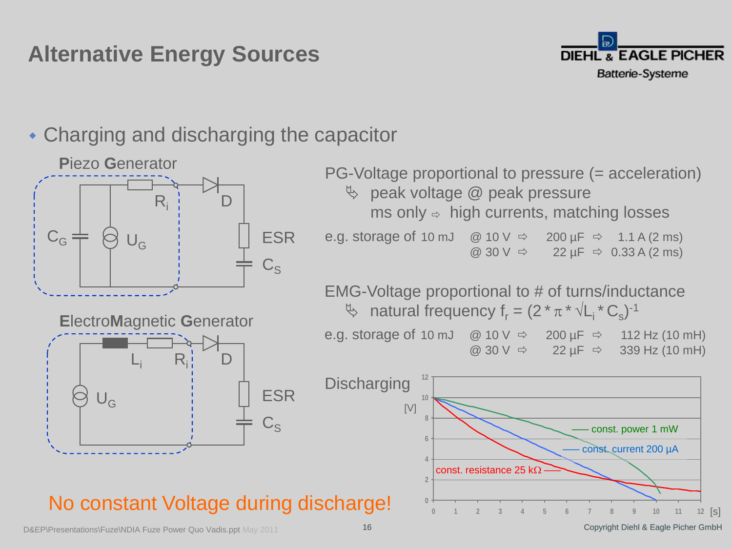# Alternative Energy Sources

- Charging and discharging the capacitor

**P**iezo **G**enerator

$C_G$ $U_G$ $R_i$ D ESR $C_S$

**E**lectro**M**agnetic **G**enerator

$U_G$ $L_i$ $R_i$ D ESR $C_S$

PG-Voltage proportional to pressure (= acceleration)

↳ peak voltage @ peak pressure
ms only ⇨ high currents, matching losses

e.g. storage of 10 mJ @ 10 V ⇨ 200 µF ⇨ 1.1 A (2 ms)
@ 30 V ⇨ 22 µF ⇨ 0.33 A (2 ms)

EMG-Voltage proportional to # of turns/inductance

↳ natural frequency $f_r = (2 * \pi * \sqrt{L_i * C_S})^{-1}$

e.g. storage of 10 mJ @ 10 V ⇨ 200 µF ⇨ 112 Hz (10 mH)
@ 30 V ⇨ 22 µF ⇨ 339 Hz (10 mH)

Discharging

[V] — const. power 1 mW — const. current 200 µA — const. resistance 25 kΩ — [s]

No constant Voltage during discharge!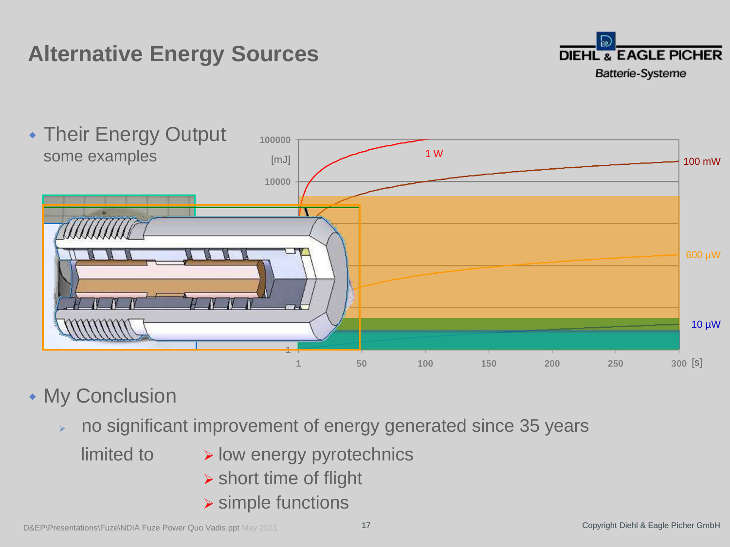# Alternative Energy Sources

- Their Energy Output
  some examples

100000
[mJ]
10000
1

1 W
100 mW
600 µW
10 µW

1 50 100 150 200 250 300 [s]

- My Conclusion
  - no significant improvement of energy generated since 35 years

    limited to
    - low energy pyrotechnics
    - short time of flight
    - simple functions

D&EP\Presentations\Fuze\NDIA Fuze Power Quo Vadis.ppt May 2011

Copyright Diehl & Eagle Picher GmbH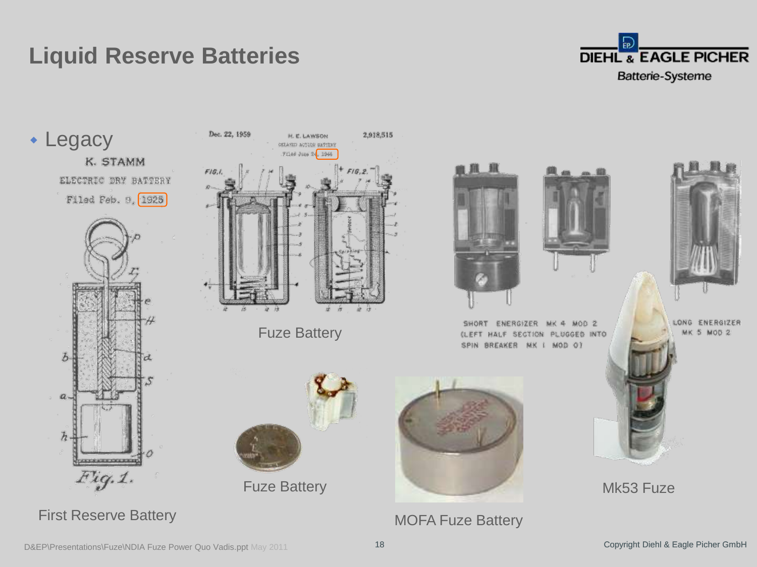# Liquid Reserve Batteries

- Legacy

K. STAMM

ELECTRIC DRY BATTERY

Filed Feb. 9, 1925

First Reserve Battery

Dec. 22, 1959 H. E. LAWSON 2,918,515

DELAYED ACTION BATTERY

Filed June 24, 1944

Fuze Battery

SHORT ENERGIZER MK 4 MOD 2 (LEFT HALF SECTION PLUGGED INTO SPIN BREAKER MK 1 MOD 0)

LONG ENERGIZER MK 5 MOD 2

Fuze Battery

MOFA Fuze Battery

Mk53 Fuze

D&EP\Presentations\Fuze\NDIA Fuze Power Quo Vadis.ppt May 2011

Copyright Diehl & Eagle Picher GmbH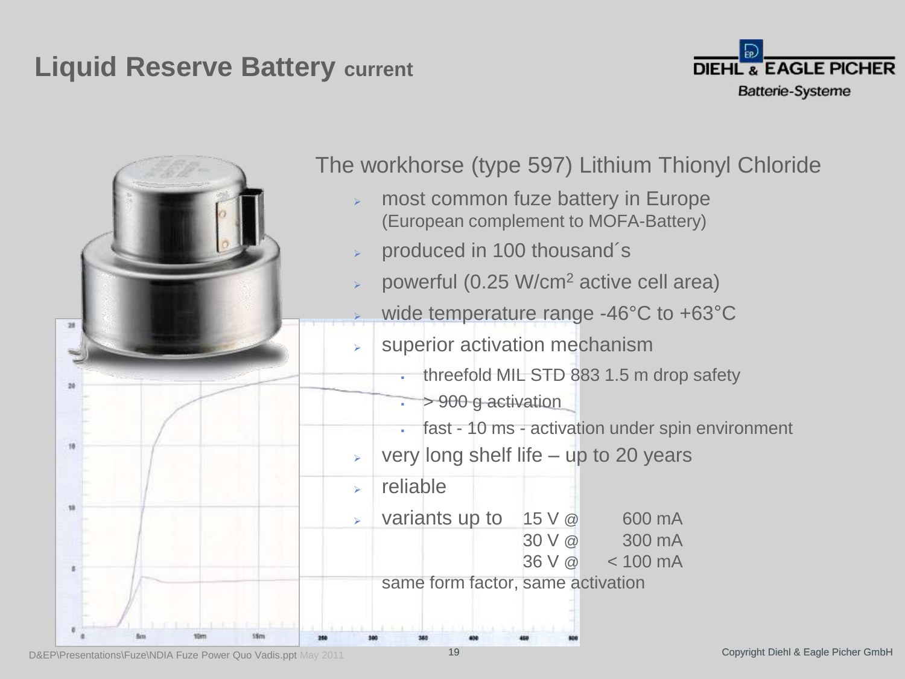# Liquid Reserve Battery current

DIEHL & EAGLE PICHER
Batterie-Systeme

The workhorse (type 597) Lithium Thionyl Chloride

- most common fuze battery in Europe
  (European complement to MOFA-Battery)
- produced in 100 thousand´s
- powerful (0.25 W/cm$^2$ active cell area)
- wide temperature range -46°C to +63°C
- superior activation mechanism
  - threefold MIL STD 883 1.5 m drop safety
  - > 900 g activation
  - fast - 10 ms - activation under spin environment
- very long shelf life – up to 20 years
- reliable
- variants up to

| | |
|---|---|
| 15 V @ | 600 mA |
| 30 V @ | 300 mA |
| 36 V @ | < 100 mA |

same form factor, same activation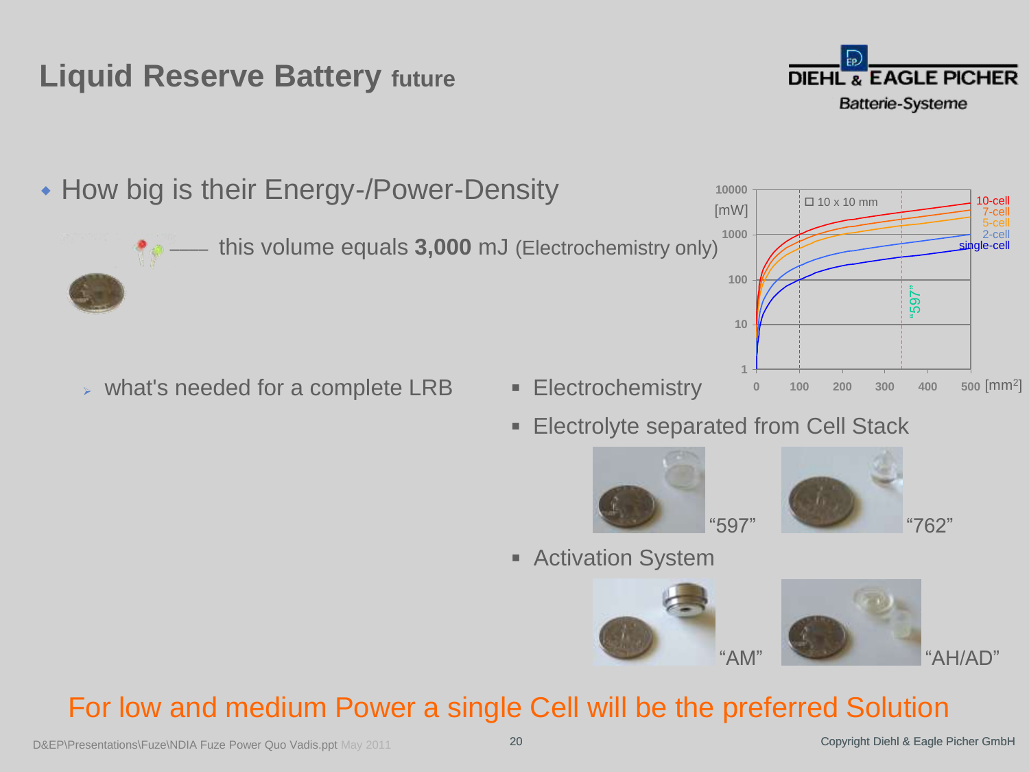# Liquid Reserve Battery future

- How big is their Energy-/Power-Density

  this volume equals **3,000** mJ (Electrochemistry only)

  - what's needed for a complete LRB
    - Electrochemistry
    - Electrolyte separated from Cell Stack

      "597" "762"

    - Activation System

      "AM" "AH/AD"

10000 [mW] 1000 100 10 1

☐ 10 x 10 mm

10-cell
7-cell
5-cell
2-cell
single-cell

"597"

0 100 200 300 400 500 [mm$^2$]

For low and medium Power a single Cell will be the preferred Solution

D&EP\Presentations\Fuze\NDIA Fuze Power Quo Vadis.ppt May 2011

Copyright Diehl & Eagle Picher GmbH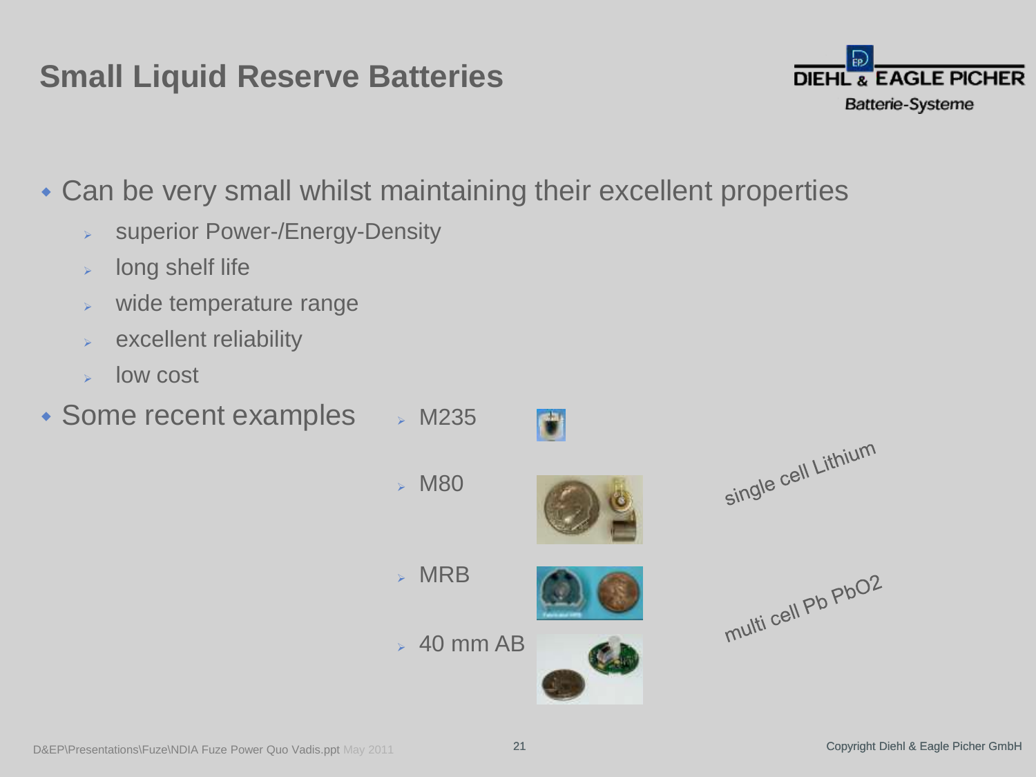# Small Liquid Reserve Batteries

DIEHL & EAGLE PICHER
Batterie-Systeme

- Can be very small whilst maintaining their excellent properties
  - superior Power-/Energy-Density
  - long shelf life
  - wide temperature range
  - excellent reliability
  - low cost
- Some recent examples
  - M235
  - M80
  - MRB
  - 40 mm AB

single cell Lithium

multi cell Pb $PbO_2$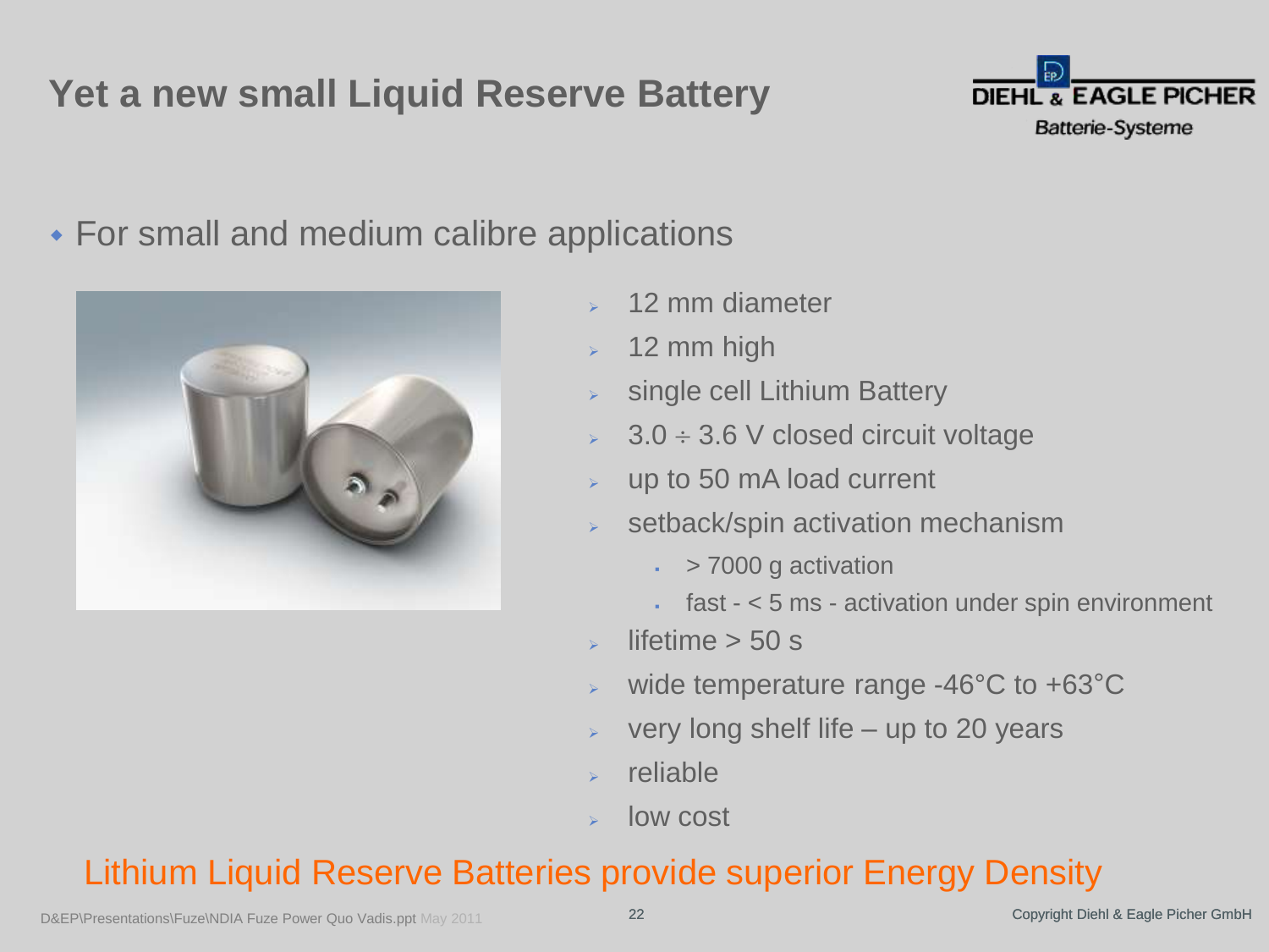# Yet a new small Liquid Reserve Battery

DIEHL & EAGLE PICHER
Batterie-Systeme

- For small and medium calibre applications
  - 12 mm diameter
  - 12 mm high
  - single cell Lithium Battery
  - 3.0 ÷ 3.6 V closed circuit voltage
  - up to 50 mA load current
  - setback/spin activation mechanism
    - > 7000 g activation
    - fast - < 5 ms - activation under spin environment
  - lifetime > 50 s
  - wide temperature range -46°C to +63°C
  - very long shelf life – up to 20 years
  - reliable
  - low cost

Lithium Liquid Reserve Batteries provide superior Energy Density

D&EP\Presentations\Fuze\NDIA Fuze Power Quo Vadis.ppt May 2011

Copyright Diehl & Eagle Picher GmbH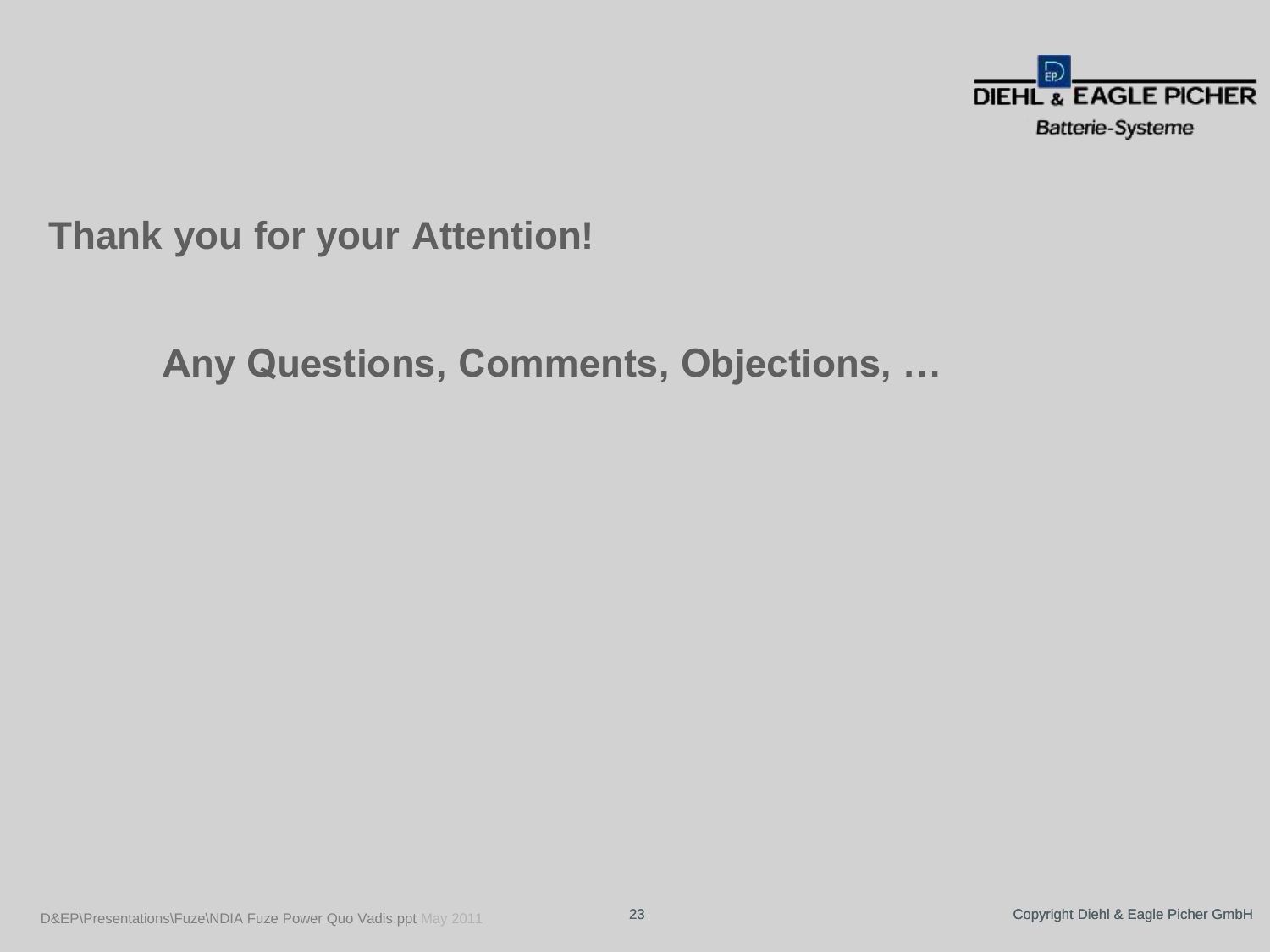**Thank you for your Attention!**

**Any Questions, Comments, Objections, …**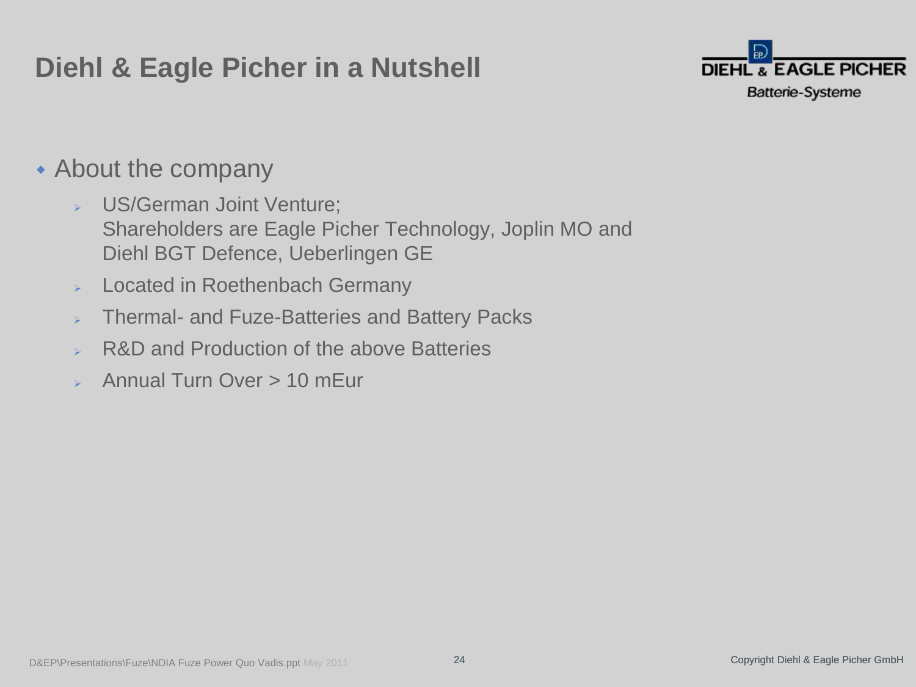# Diehl & Eagle Picher in a Nutshell

DIEHL & EAGLE PICHER
Batterie-Systeme

- About the company
  - US/German Joint Venture;
    Shareholders are Eagle Picher Technology, Joplin MO and Diehl BGT Defence, Ueberlingen GE
  - Located in Roethenbach Germany
  - Thermal- and Fuze-Batteries and Battery Packs
  - R&D and Production of the above Batteries
  - Annual Turn Over > 10 mEur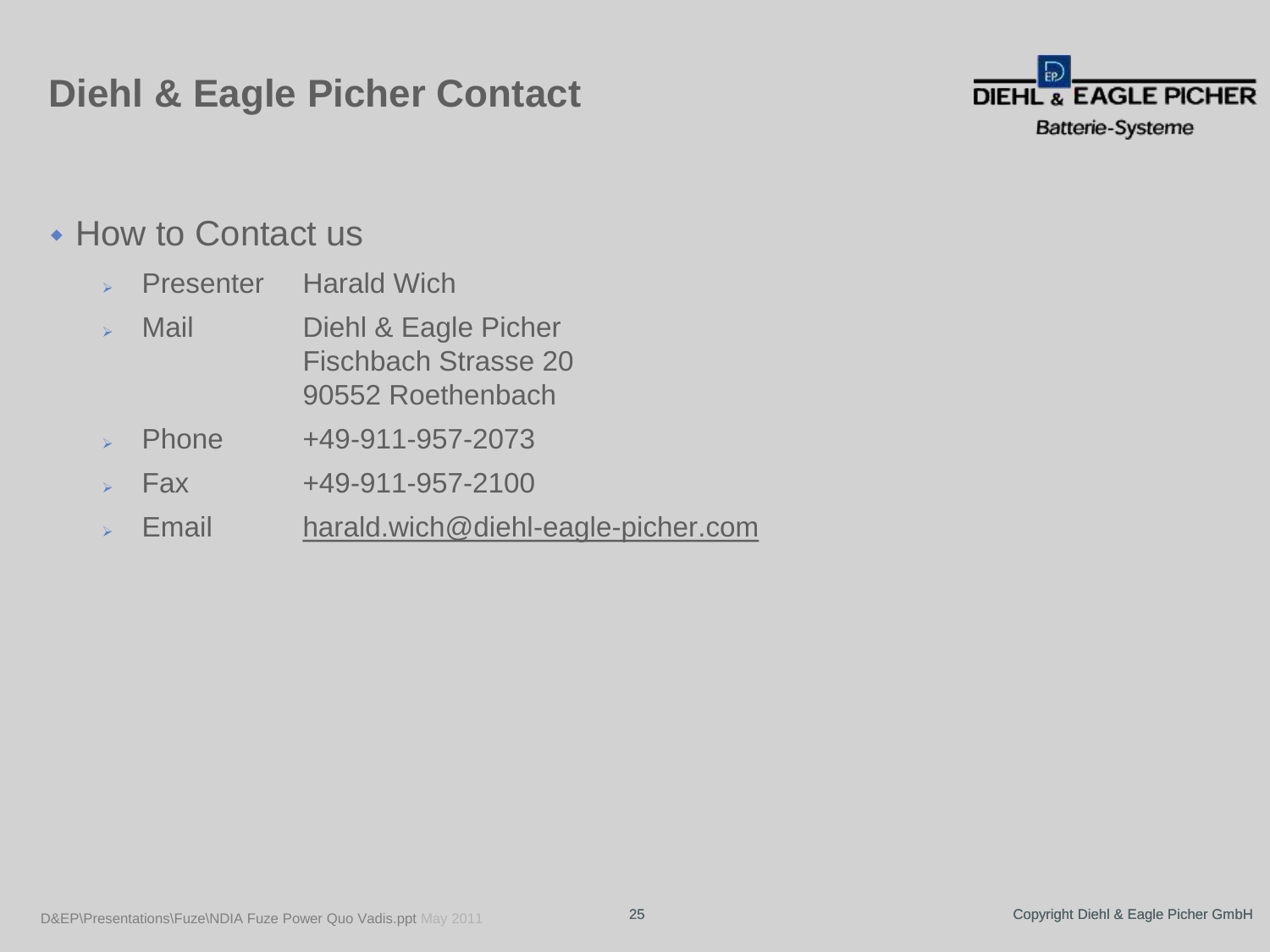# Diehl & Eagle Picher Contact

- How to Contact us
  - Presenter Harald Wich
  - Mail Diehl & Eagle Picher  
    Fischbach Strasse 20  
    90552 Roethenbach
  - Phone +49-911-957-2073
  - Fax +49-911-957-2100
  - Email harald.wich@diehl-eagle-picher.com